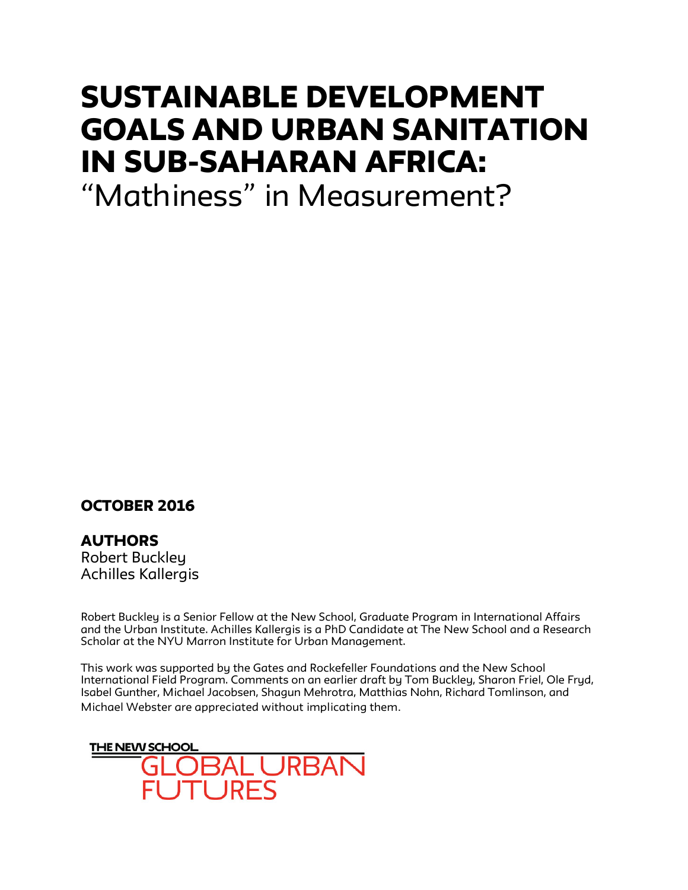# SUSTAINABLE DEVELOPMENT GOALS AND URBAN SANITATION IN SUB-SAHARAN AFRICA:

“Mathiness” in Measurement?

**OCTOBER 2016**

**AUTHORS**

Robert Buckley
Achilles Kallergis

Robert Buckley is a Senior Fellow at the New School, Graduate Program in International Affairs and the Urban Institute. Achilles Kallergis is a PhD Candidate at The New School and a Research Scholar at the NYU Marron Institute for Urban Management.

This work was supported by the Gates and Rockefeller Foundations and the New School International Field Program. Comments on an earlier draft by Tom Buckley, Sharon Friel, Ole Fryd, Isabel Gunther, Michael Jacobsen, Shagun Mehrotra, Matthias Nohn, Richard Tomlinson, and Michael Webster are appreciated without implicating them.

THE NEW SCHOOL
GLOBAL URBAN FUTURES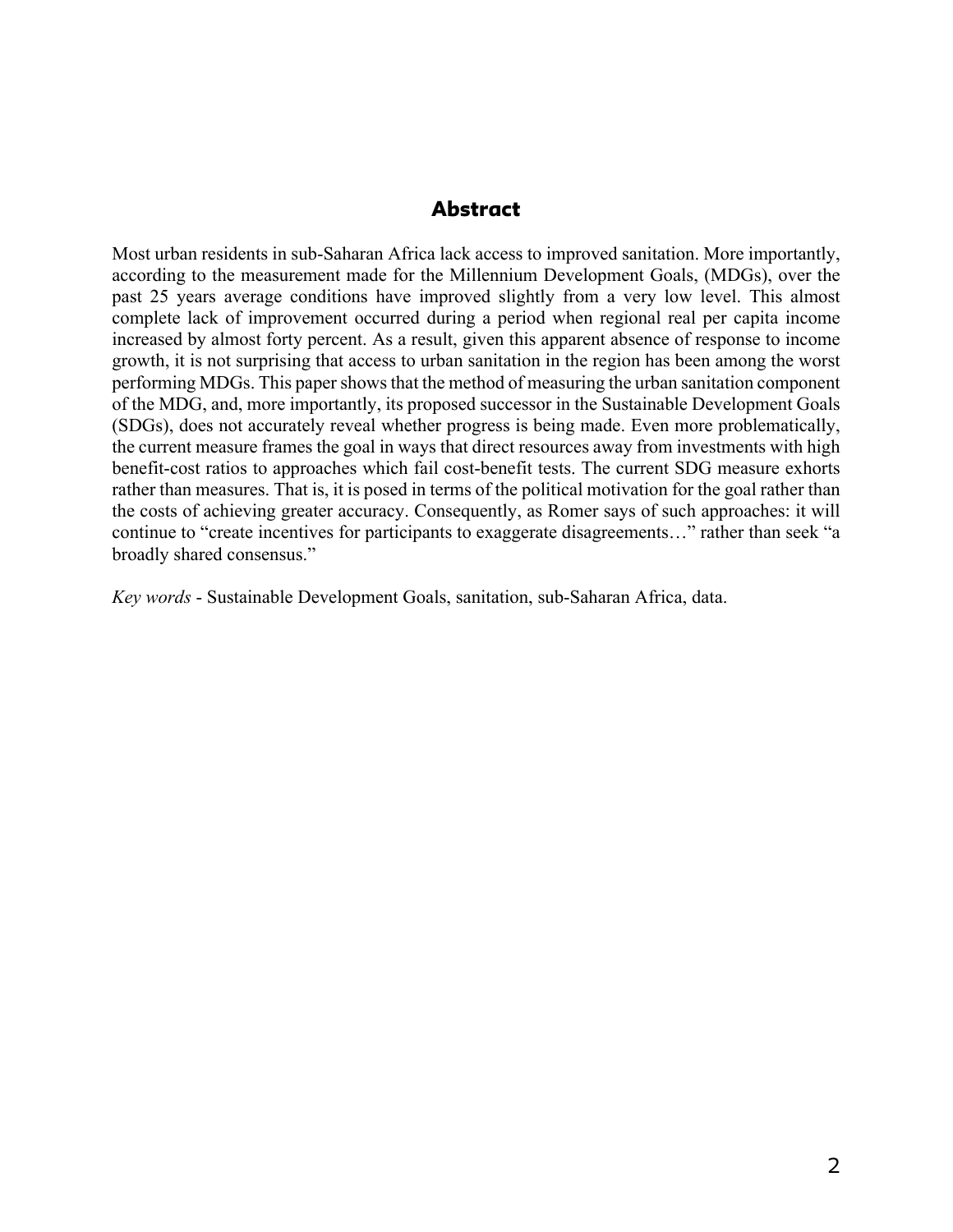## Abstract

Most urban residents in sub-Saharan Africa lack access to improved sanitation. More importantly, according to the measurement made for the Millennium Development Goals, (MDGs), over the past 25 years average conditions have improved slightly from a very low level. This almost complete lack of improvement occurred during a period when regional real per capita income increased by almost forty percent. As a result, given this apparent absence of response to income growth, it is not surprising that access to urban sanitation in the region has been among the worst performing MDGs. This paper shows that the method of measuring the urban sanitation component of the MDG, and, more importantly, its proposed successor in the Sustainable Development Goals (SDGs), does not accurately reveal whether progress is being made. Even more problematically, the current measure frames the goal in ways that direct resources away from investments with high benefit-cost ratios to approaches which fail cost-benefit tests. The current SDG measure exhorts rather than measures. That is, it is posed in terms of the political motivation for the goal rather than the costs of achieving greater accuracy. Consequently, as Romer says of such approaches: it will continue to "create incentives for participants to exaggerate disagreements…" rather than seek "a broadly shared consensus."

*Key words* - Sustainable Development Goals, sanitation, sub-Saharan Africa, data.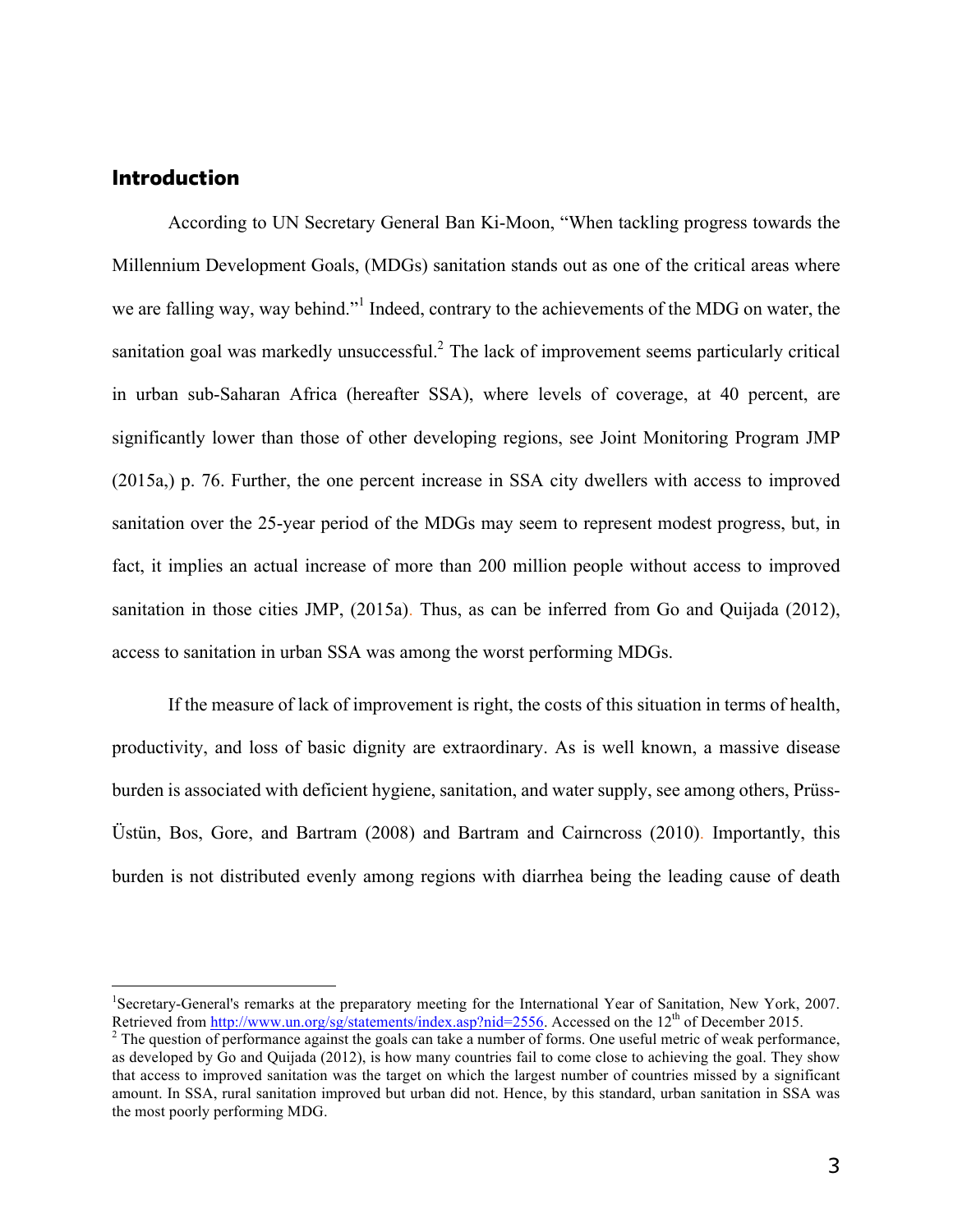## Introduction

According to UN Secretary General Ban Ki-Moon, "When tackling progress towards the Millennium Development Goals, (MDGs) sanitation stands out as one of the critical areas where we are falling way, way behind."[1] Indeed, contrary to the achievements of the MDG on water, the sanitation goal was markedly unsuccessful.[2] The lack of improvement seems particularly critical in urban sub-Saharan Africa (hereafter SSA), where levels of coverage, at 40 percent, are significantly lower than those of other developing regions, see Joint Monitoring Program JMP (2015a,) p. 76. Further, the one percent increase in SSA city dwellers with access to improved sanitation over the 25-year period of the MDGs may seem to represent modest progress, but, in fact, it implies an actual increase of more than 200 million people without access to improved sanitation in those cities JMP, (2015a). Thus, as can be inferred from Go and Quijada (2012), access to sanitation in urban SSA was among the worst performing MDGs.

If the measure of lack of improvement is right, the costs of this situation in terms of health, productivity, and loss of basic dignity are extraordinary. As is well known, a massive disease burden is associated with deficient hygiene, sanitation, and water supply, see among others, Prüss-Üstün, Bos, Gore, and Bartram (2008) and Bartram and Cairncross (2010). Importantly, this burden is not distributed evenly among regions with diarrhea being the leading cause of death

---

[1] Secretary-General's remarks at the preparatory meeting for the International Year of Sanitation, New York, 2007. Retrieved from http://www.un.org/sg/statements/index.asp?nid=2556. Accessed on the 12th of December 2015.

[2] The question of performance against the goals can take a number of forms. One useful metric of weak performance, as developed by Go and Quijada (2012), is how many countries fail to come close to achieving the goal. They show that access to improved sanitation was the target on which the largest number of countries missed by a significant amount. In SSA, rural sanitation improved but urban did not. Hence, by this standard, urban sanitation in SSA was the most poorly performing MDG.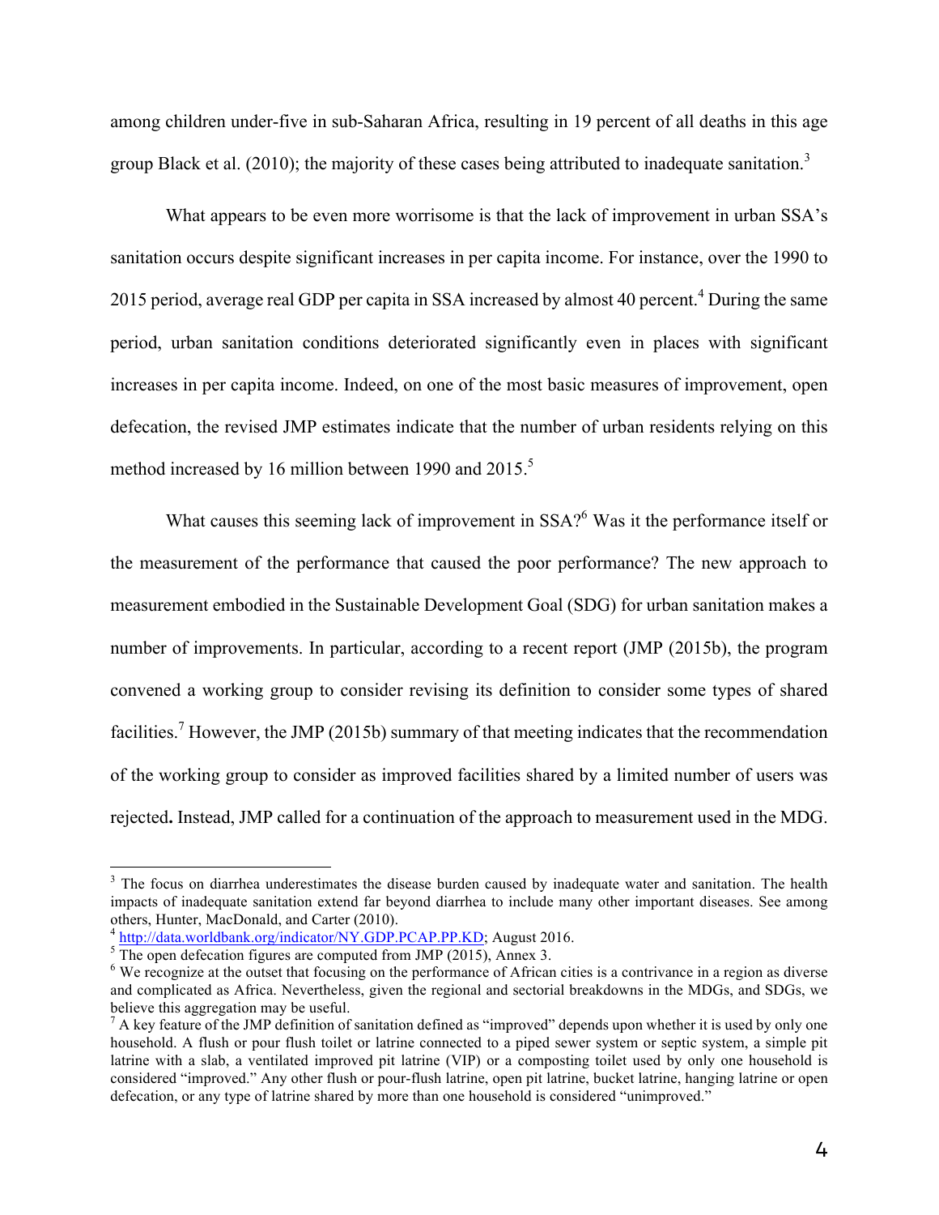among children under-five in sub-Saharan Africa, resulting in 19 percent of all deaths in this age group Black et al. (2010); the majority of these cases being attributed to inadequate sanitation.[3]

What appears to be even more worrisome is that the lack of improvement in urban SSA's sanitation occurs despite significant increases in per capita income. For instance, over the 1990 to 2015 period, average real GDP per capita in SSA increased by almost 40 percent.[4] During the same period, urban sanitation conditions deteriorated significantly even in places with significant increases in per capita income. Indeed, on one of the most basic measures of improvement, open defecation, the revised JMP estimates indicate that the number of urban residents relying on this method increased by 16 million between 1990 and 2015.[5]

What causes this seeming lack of improvement in SSA?[6] Was it the performance itself or the measurement of the performance that caused the poor performance? The new approach to measurement embodied in the Sustainable Development Goal (SDG) for urban sanitation makes a number of improvements. In particular, according to a recent report (JMP (2015b), the program convened a working group to consider revising its definition to consider some types of shared facilities.[7] However, the JMP (2015b) summary of that meeting indicates that the recommendation of the working group to consider as improved facilities shared by a limited number of users was rejected**.** Instead, JMP called for a continuation of the approach to measurement used in the MDG.

---

[3] The focus on diarrhea underestimates the disease burden caused by inadequate water and sanitation. The health impacts of inadequate sanitation extend far beyond diarrhea to include many other important diseases. See among others, Hunter, MacDonald, and Carter (2010).

[4] http://data.worldbank.org/indicator/NY.GDP.PCAP.PP.KD; August 2016.

[5] The open defecation figures are computed from JMP (2015), Annex 3.

[6] We recognize at the outset that focusing on the performance of African cities is a contrivance in a region as diverse and complicated as Africa. Nevertheless, given the regional and sectorial breakdowns in the MDGs, and SDGs, we believe this aggregation may be useful.

[7] A key feature of the JMP definition of sanitation defined as "improved" depends upon whether it is used by only one household. A flush or pour flush toilet or latrine connected to a piped sewer system or septic system, a simple pit latrine with a slab, a ventilated improved pit latrine (VIP) or a composting toilet used by only one household is considered "improved." Any other flush or pour-flush latrine, open pit latrine, bucket latrine, hanging latrine or open defecation, or any type of latrine shared by more than one household is considered "unimproved."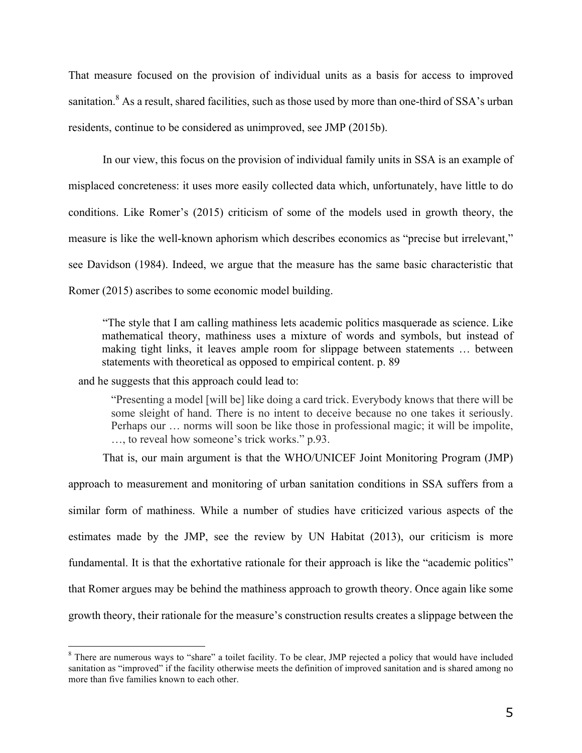That measure focused on the provision of individual units as a basis for access to improved sanitation.[8] As a result, shared facilities, such as those used by more than one-third of SSA's urban residents, continue to be considered as unimproved, see JMP (2015b).

In our view, this focus on the provision of individual family units in SSA is an example of misplaced concreteness: it uses more easily collected data which, unfortunately, have little to do conditions. Like Romer's (2015) criticism of some of the models used in growth theory, the measure is like the well-known aphorism which describes economics as "precise but irrelevant," see Davidson (1984). Indeed, we argue that the measure has the same basic characteristic that Romer (2015) ascribes to some economic model building.

> "The style that I am calling mathiness lets academic politics masquerade as science. Like mathematical theory, mathiness uses a mixture of words and symbols, but instead of making tight links, it leaves ample room for slippage between statements … between statements with theoretical as opposed to empirical content. p. 89

and he suggests that this approach could lead to:

> "Presenting a model [will be] like doing a card trick. Everybody knows that there will be some sleight of hand. There is no intent to deceive because no one takes it seriously. Perhaps our … norms will soon be like those in professional magic; it will be impolite, …, to reveal how someone's trick works." p.93.

That is, our main argument is that the WHO/UNICEF Joint Monitoring Program (JMP) approach to measurement and monitoring of urban sanitation conditions in SSA suffers from a similar form of mathiness. While a number of studies have criticized various aspects of the estimates made by the JMP, see the review by UN Habitat (2013), our criticism is more fundamental. It is that the exhortative rationale for their approach is like the "academic politics" that Romer argues may be behind the mathiness approach to growth theory. Once again like some growth theory, their rationale for the measure's construction results creates a slippage between the

[8] There are numerous ways to "share" a toilet facility. To be clear, JMP rejected a policy that would have included sanitation as "improved" if the facility otherwise meets the definition of improved sanitation and is shared among no more than five families known to each other.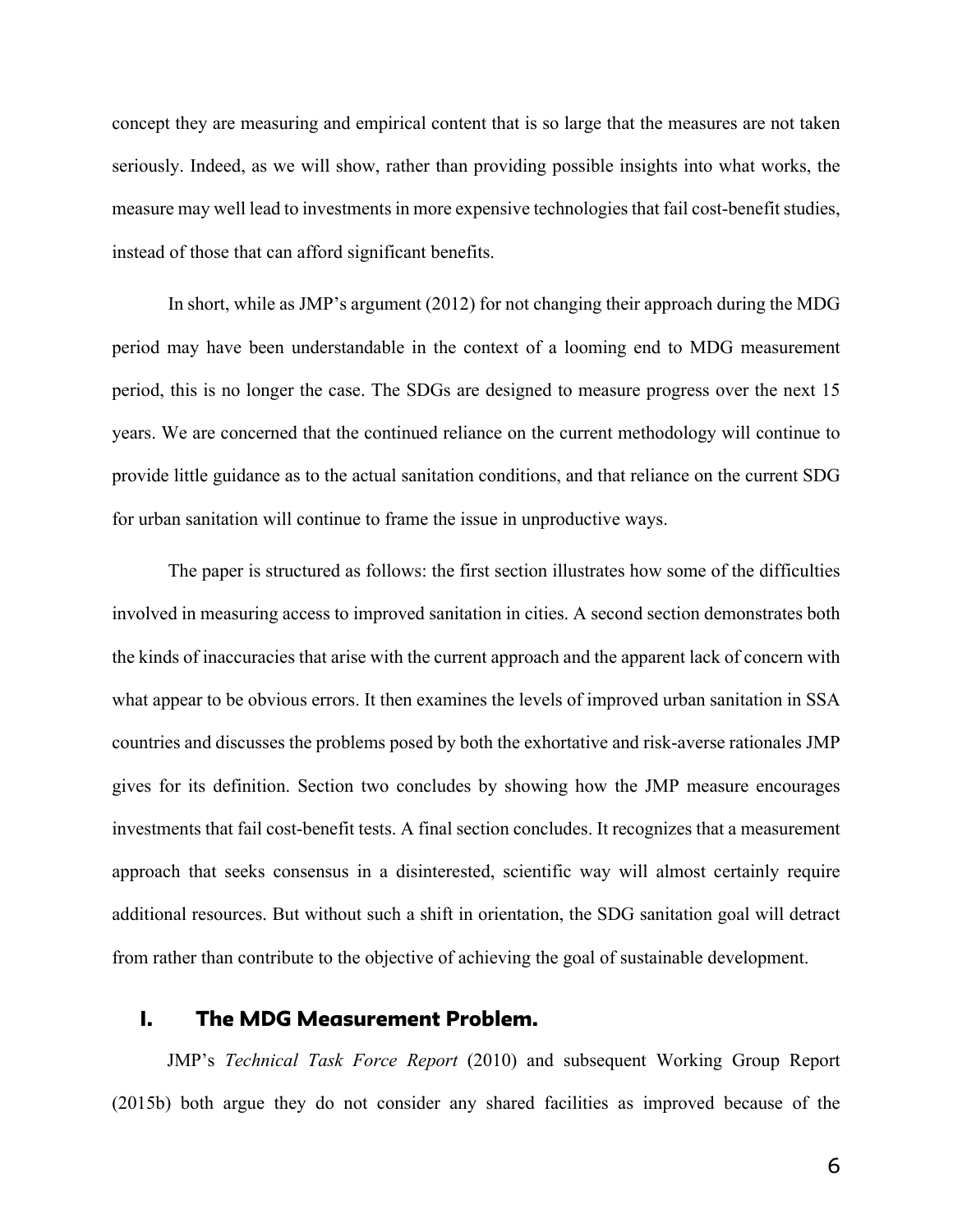concept they are measuring and empirical content that is so large that the measures are not taken seriously. Indeed, as we will show, rather than providing possible insights into what works, the measure may well lead to investments in more expensive technologies that fail cost-benefit studies, instead of those that can afford significant benefits.

In short, while as JMP's argument (2012) for not changing their approach during the MDG period may have been understandable in the context of a looming end to MDG measurement period, this is no longer the case. The SDGs are designed to measure progress over the next 15 years. We are concerned that the continued reliance on the current methodology will continue to provide little guidance as to the actual sanitation conditions, and that reliance on the current SDG for urban sanitation will continue to frame the issue in unproductive ways.

The paper is structured as follows: the first section illustrates how some of the difficulties involved in measuring access to improved sanitation in cities. A second section demonstrates both the kinds of inaccuracies that arise with the current approach and the apparent lack of concern with what appear to be obvious errors. It then examines the levels of improved urban sanitation in SSA countries and discusses the problems posed by both the exhortative and risk-averse rationales JMP gives for its definition. Section two concludes by showing how the JMP measure encourages investments that fail cost-benefit tests. A final section concludes. It recognizes that a measurement approach that seeks consensus in a disinterested, scientific way will almost certainly require additional resources. But without such a shift in orientation, the SDG sanitation goal will detract from rather than contribute to the objective of achieving the goal of sustainable development.

## I. The MDG Measurement Problem.

JMP's *Technical Task Force Report* (2010) and subsequent Working Group Report (2015b) both argue they do not consider any shared facilities as improved because of the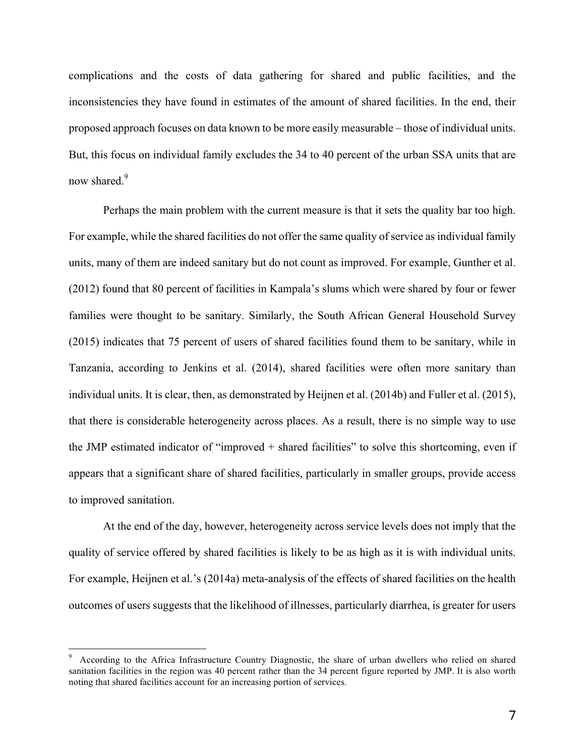complications and the costs of data gathering for shared and public facilities, and the inconsistencies they have found in estimates of the amount of shared facilities. In the end, their proposed approach focuses on data known to be more easily measurable – those of individual units. But, this focus on individual family excludes the 34 to 40 percent of the urban SSA units that are now shared.[9]

Perhaps the main problem with the current measure is that it sets the quality bar too high. For example, while the shared facilities do not offer the same quality of service as individual family units, many of them are indeed sanitary but do not count as improved. For example, Gunther et al. (2012) found that 80 percent of facilities in Kampala's slums which were shared by four or fewer families were thought to be sanitary. Similarly, the South African General Household Survey (2015) indicates that 75 percent of users of shared facilities found them to be sanitary, while in Tanzania, according to Jenkins et al. (2014), shared facilities were often more sanitary than individual units. It is clear, then, as demonstrated by Heijnen et al. (2014b) and Fuller et al. (2015), that there is considerable heterogeneity across places. As a result, there is no simple way to use the JMP estimated indicator of "improved + shared facilities" to solve this shortcoming, even if appears that a significant share of shared facilities, particularly in smaller groups, provide access to improved sanitation.

At the end of the day, however, heterogeneity across service levels does not imply that the quality of service offered by shared facilities is likely to be as high as it is with individual units. For example, Heijnen et al.'s (2014a) meta-analysis of the effects of shared facilities on the health outcomes of users suggests that the likelihood of illnesses, particularly diarrhea, is greater for users

[9] According to the Africa Infrastructure Country Diagnostic, the share of urban dwellers who relied on shared sanitation facilities in the region was 40 percent rather than the 34 percent figure reported by JMP. It is also worth noting that shared facilities account for an increasing portion of services.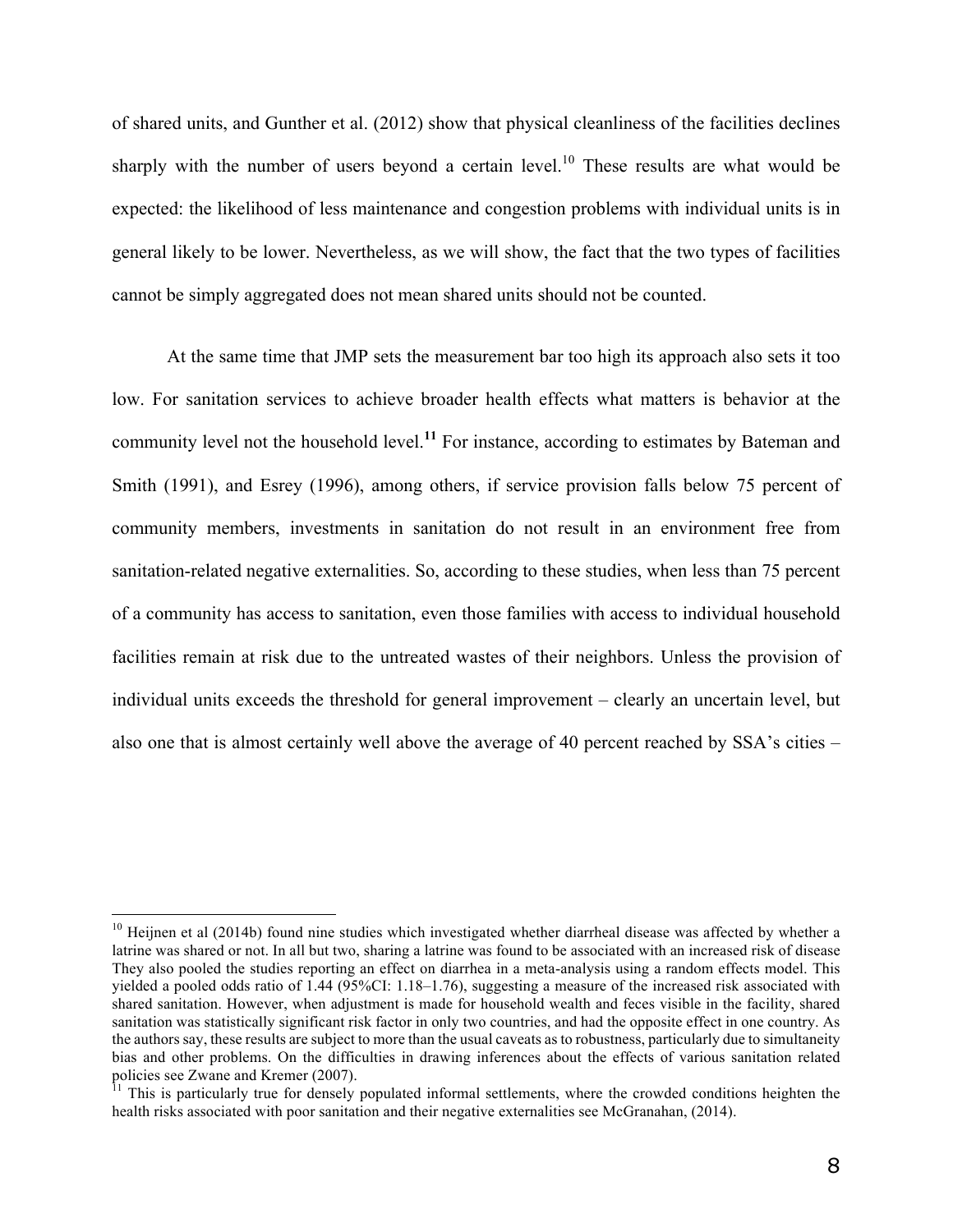of shared units, and Gunther et al. (2012) show that physical cleanliness of the facilities declines sharply with the number of users beyond a certain level.[10] These results are what would be expected: the likelihood of less maintenance and congestion problems with individual units is in general likely to be lower. Nevertheless, as we will show, the fact that the two types of facilities cannot be simply aggregated does not mean shared units should not be counted.

At the same time that JMP sets the measurement bar too high its approach also sets it too low. For sanitation services to achieve broader health effects what matters is behavior at the community level not the household level.[11] For instance, according to estimates by Bateman and Smith (1991), and Esrey (1996), among others, if service provision falls below 75 percent of community members, investments in sanitation do not result in an environment free from sanitation-related negative externalities. So, according to these studies, when less than 75 percent of a community has access to sanitation, even those families with access to individual household facilities remain at risk due to the untreated wastes of their neighbors. Unless the provision of individual units exceeds the threshold for general improvement – clearly an uncertain level, but also one that is almost certainly well above the average of 40 percent reached by SSA's cities –

---

[10] Heijnen et al (2014b) found nine studies which investigated whether diarrheal disease was affected by whether a latrine was shared or not. In all but two, sharing a latrine was found to be associated with an increased risk of disease They also pooled the studies reporting an effect on diarrhea in a meta-analysis using a random effects model. This yielded a pooled odds ratio of 1.44 (95%CI: 1.18–1.76), suggesting a measure of the increased risk associated with shared sanitation. However, when adjustment is made for household wealth and feces visible in the facility, shared sanitation was statistically significant risk factor in only two countries, and had the opposite effect in one country. As the authors say, these results are subject to more than the usual caveats as to robustness, particularly due to simultaneity bias and other problems. On the difficulties in drawing inferences about the effects of various sanitation related policies see Zwane and Kremer (2007).

[11] This is particularly true for densely populated informal settlements, where the crowded conditions heighten the health risks associated with poor sanitation and their negative externalities see McGranahan, (2014).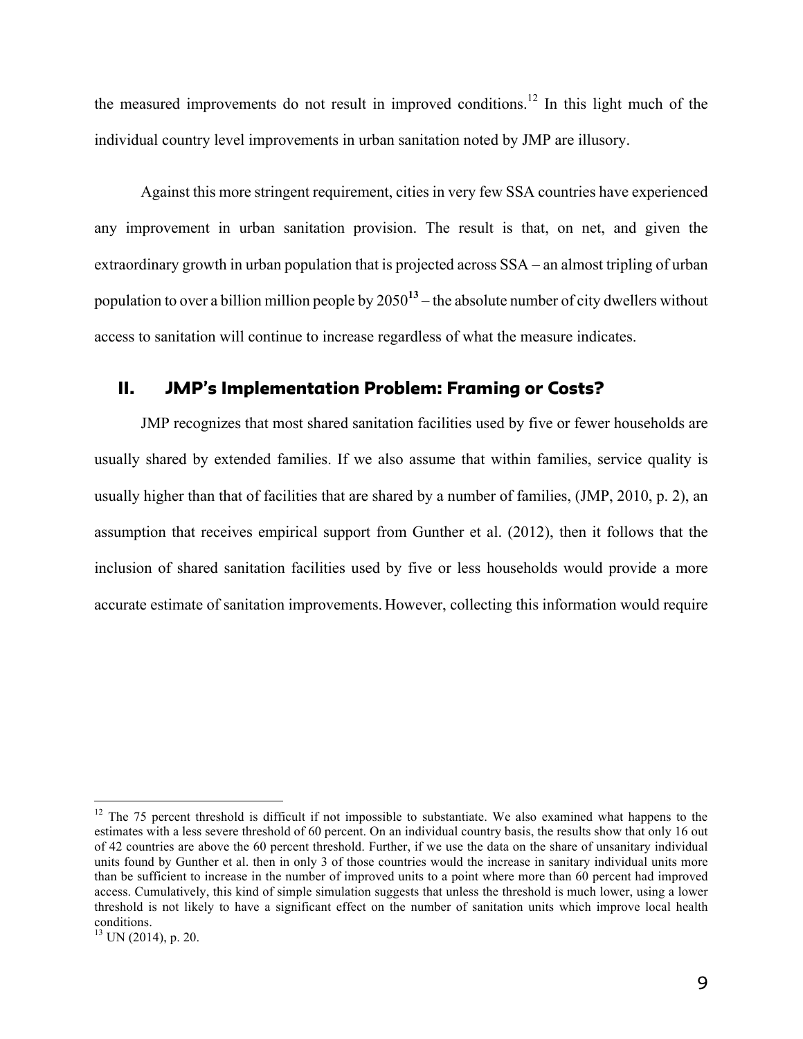the measured improvements do not result in improved conditions.[12] In this light much of the individual country level improvements in urban sanitation noted by JMP are illusory.

Against this more stringent requirement, cities in very few SSA countries have experienced any improvement in urban sanitation provision. The result is that, on net, and given the extraordinary growth in urban population that is projected across SSA – an almost tripling of urban population to over a billion million people by 2050[13] – the absolute number of city dwellers without access to sanitation will continue to increase regardless of what the measure indicates.

## II. JMP's Implementation Problem: Framing or Costs?

JMP recognizes that most shared sanitation facilities used by five or fewer households are usually shared by extended families. If we also assume that within families, service quality is usually higher than that of facilities that are shared by a number of families, (JMP, 2010, p. 2), an assumption that receives empirical support from Gunther et al. (2012), then it follows that the inclusion of shared sanitation facilities used by five or less households would provide a more accurate estimate of sanitation improvements. However, collecting this information would require

---

[12] The 75 percent threshold is difficult if not impossible to substantiate. We also examined what happens to the estimates with a less severe threshold of 60 percent. On an individual country basis, the results show that only 16 out of 42 countries are above the 60 percent threshold. Further, if we use the data on the share of unsanitary individual units found by Gunther et al. then in only 3 of those countries would the increase in sanitary individual units more than be sufficient to increase in the number of improved units to a point where more than 60 percent had improved access. Cumulatively, this kind of simple simulation suggests that unless the threshold is much lower, using a lower threshold is not likely to have a significant effect on the number of sanitation units which improve local health conditions.

[13] UN (2014), p. 20.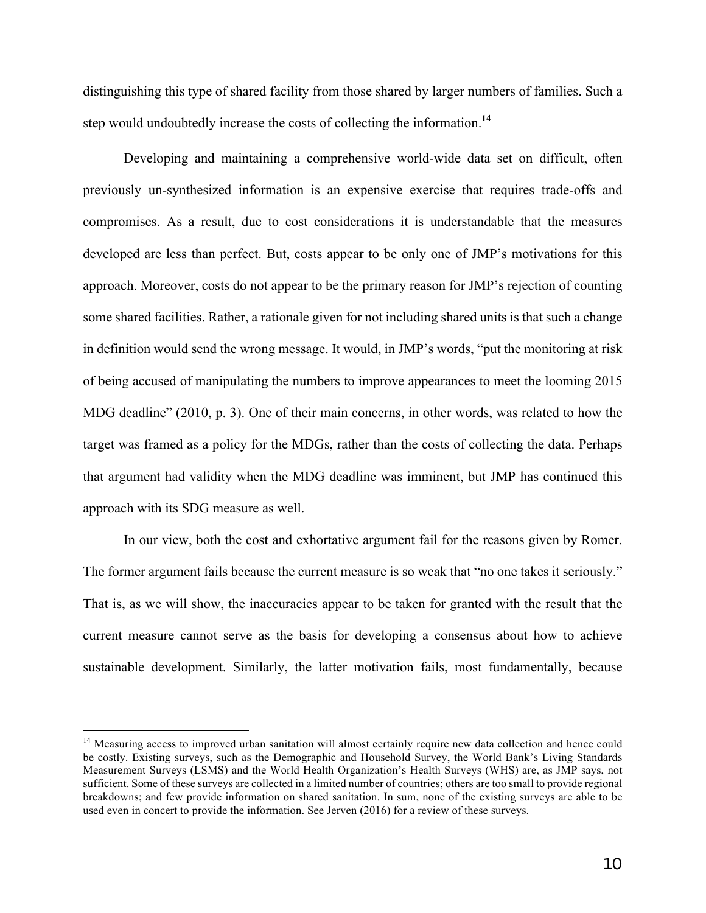distinguishing this type of shared facility from those shared by larger numbers of families. Such a step would undoubtedly increase the costs of collecting the information.[14]

Developing and maintaining a comprehensive world-wide data set on difficult, often previously un-synthesized information is an expensive exercise that requires trade-offs and compromises. As a result, due to cost considerations it is understandable that the measures developed are less than perfect. But, costs appear to be only one of JMP's motivations for this approach. Moreover, costs do not appear to be the primary reason for JMP's rejection of counting some shared facilities. Rather, a rationale given for not including shared units is that such a change in definition would send the wrong message. It would, in JMP's words, "put the monitoring at risk of being accused of manipulating the numbers to improve appearances to meet the looming 2015 MDG deadline" (2010, p. 3). One of their main concerns, in other words, was related to how the target was framed as a policy for the MDGs, rather than the costs of collecting the data. Perhaps that argument had validity when the MDG deadline was imminent, but JMP has continued this approach with its SDG measure as well.

In our view, both the cost and exhortative argument fail for the reasons given by Romer. The former argument fails because the current measure is so weak that "no one takes it seriously." That is, as we will show, the inaccuracies appear to be taken for granted with the result that the current measure cannot serve as the basis for developing a consensus about how to achieve sustainable development. Similarly, the latter motivation fails, most fundamentally, because

[14] Measuring access to improved urban sanitation will almost certainly require new data collection and hence could be costly. Existing surveys, such as the Demographic and Household Survey, the World Bank's Living Standards Measurement Surveys (LSMS) and the World Health Organization's Health Surveys (WHS) are, as JMP says, not sufficient. Some of these surveys are collected in a limited number of countries; others are too small to provide regional breakdowns; and few provide information on shared sanitation. In sum, none of the existing surveys are able to be used even in concert to provide the information. See Jerven (2016) for a review of these surveys.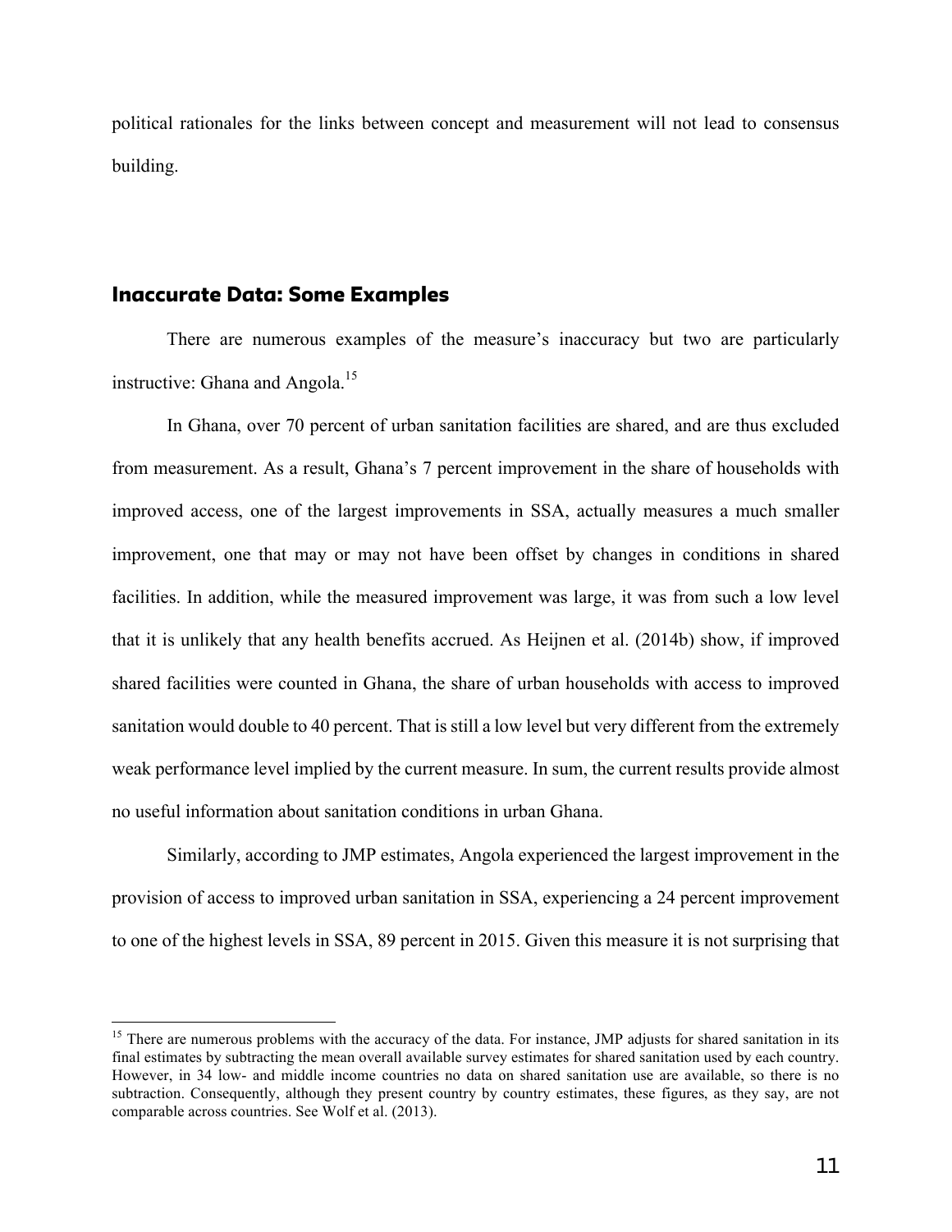political rationales for the links between concept and measurement will not lead to consensus building.

## Inaccurate Data: Some Examples

There are numerous examples of the measure's inaccuracy but two are particularly instructive: Ghana and Angola.[15]

In Ghana, over 70 percent of urban sanitation facilities are shared, and are thus excluded from measurement. As a result, Ghana's 7 percent improvement in the share of households with improved access, one of the largest improvements in SSA, actually measures a much smaller improvement, one that may or may not have been offset by changes in conditions in shared facilities. In addition, while the measured improvement was large, it was from such a low level that it is unlikely that any health benefits accrued. As Heijnen et al. (2014b) show, if improved shared facilities were counted in Ghana, the share of urban households with access to improved sanitation would double to 40 percent. That is still a low level but very different from the extremely weak performance level implied by the current measure. In sum, the current results provide almost no useful information about sanitation conditions in urban Ghana.

Similarly, according to JMP estimates, Angola experienced the largest improvement in the provision of access to improved urban sanitation in SSA, experiencing a 24 percent improvement to one of the highest levels in SSA, 89 percent in 2015. Given this measure it is not surprising that

[15] There are numerous problems with the accuracy of the data. For instance, JMP adjusts for shared sanitation in its final estimates by subtracting the mean overall available survey estimates for shared sanitation used by each country. However, in 34 low- and middle income countries no data on shared sanitation use are available, so there is no subtraction. Consequently, although they present country by country estimates, these figures, as they say, are not comparable across countries. See Wolf et al. (2013).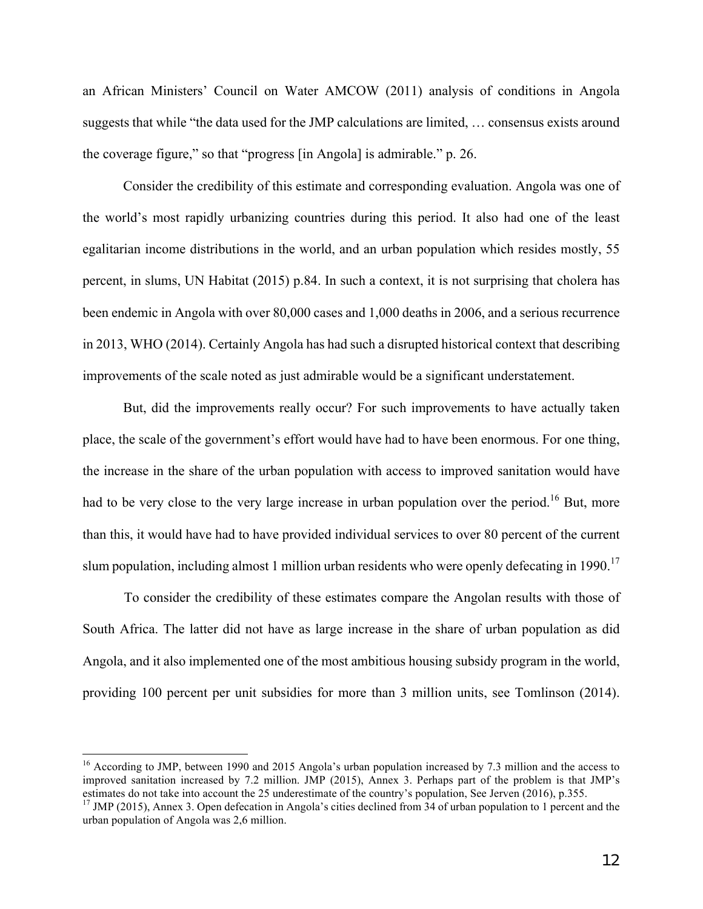an African Ministers' Council on Water AMCOW (2011) analysis of conditions in Angola suggests that while "the data used for the JMP calculations are limited, … consensus exists around the coverage figure," so that "progress [in Angola] is admirable." p. 26.

Consider the credibility of this estimate and corresponding evaluation. Angola was one of the world's most rapidly urbanizing countries during this period. It also had one of the least egalitarian income distributions in the world, and an urban population which resides mostly, 55 percent, in slums, UN Habitat (2015) p.84. In such a context, it is not surprising that cholera has been endemic in Angola with over 80,000 cases and 1,000 deaths in 2006, and a serious recurrence in 2013, WHO (2014). Certainly Angola has had such a disrupted historical context that describing improvements of the scale noted as just admirable would be a significant understatement.

But, did the improvements really occur? For such improvements to have actually taken place, the scale of the government's effort would have had to have been enormous. For one thing, the increase in the share of the urban population with access to improved sanitation would have had to be very close to the very large increase in urban population over the period.[16] But, more than this, it would have had to have provided individual services to over 80 percent of the current slum population, including almost 1 million urban residents who were openly defecating in 1990.[17]

To consider the credibility of these estimates compare the Angolan results with those of South Africa. The latter did not have as large increase in the share of urban population as did Angola, and it also implemented one of the most ambitious housing subsidy program in the world, providing 100 percent per unit subsidies for more than 3 million units, see Tomlinson (2014).

---

[16] According to JMP, between 1990 and 2015 Angola's urban population increased by 7.3 million and the access to improved sanitation increased by 7.2 million. JMP (2015), Annex 3. Perhaps part of the problem is that JMP's estimates do not take into account the 25 underestimate of the country's population, See Jerven (2016), p.355.

[17] JMP (2015), Annex 3. Open defecation in Angola's cities declined from 34 of urban population to 1 percent and the urban population of Angola was 2,6 million.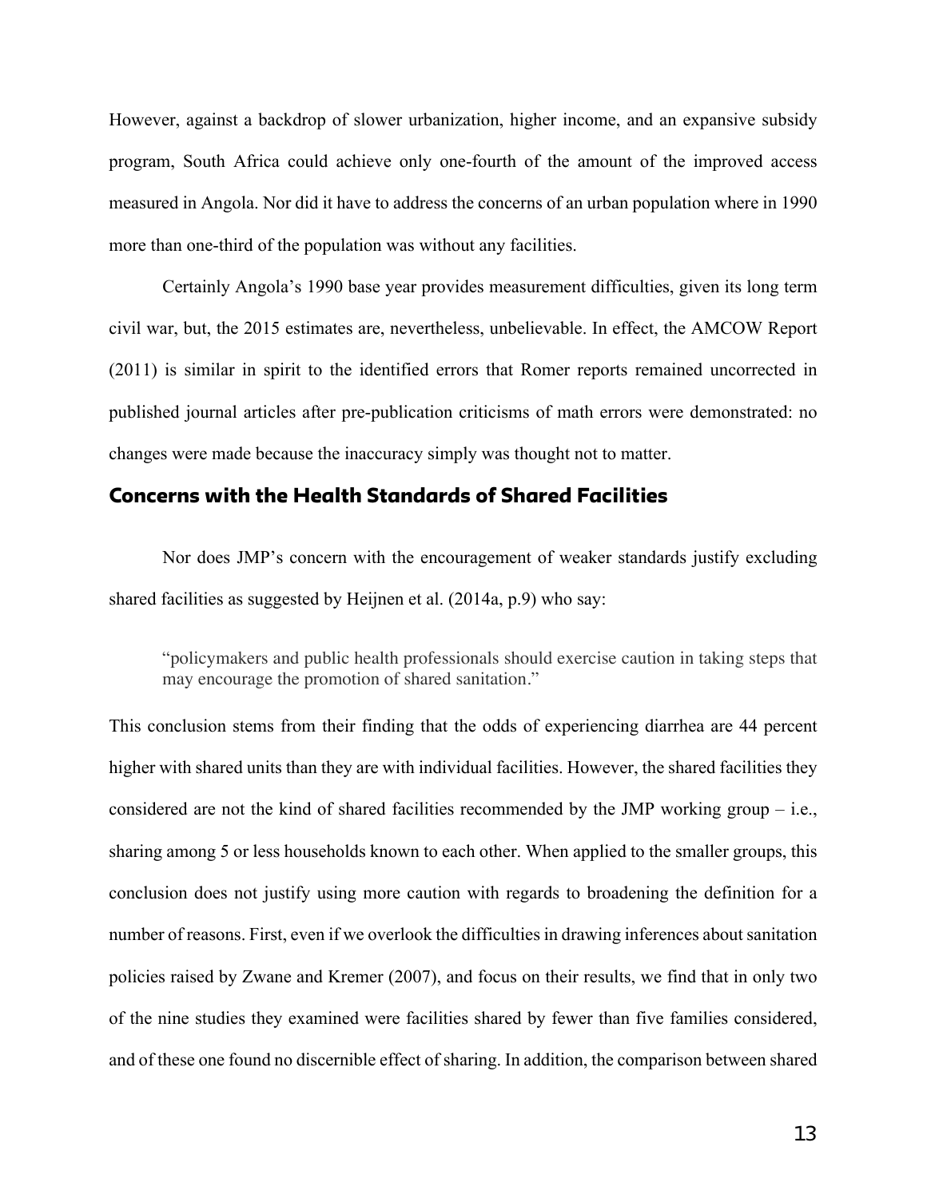However, against a backdrop of slower urbanization, higher income, and an expansive subsidy program, South Africa could achieve only one-fourth of the amount of the improved access measured in Angola. Nor did it have to address the concerns of an urban population where in 1990 more than one-third of the population was without any facilities.

Certainly Angola's 1990 base year provides measurement difficulties, given its long term civil war, but, the 2015 estimates are, nevertheless, unbelievable. In effect, the AMCOW Report (2011) is similar in spirit to the identified errors that Romer reports remained uncorrected in published journal articles after pre-publication criticisms of math errors were demonstrated: no changes were made because the inaccuracy simply was thought not to matter.

## Concerns with the Health Standards of Shared Facilities

Nor does JMP's concern with the encouragement of weaker standards justify excluding shared facilities as suggested by Heijnen et al. (2014a, p.9) who say:

> "policymakers and public health professionals should exercise caution in taking steps that may encourage the promotion of shared sanitation."

This conclusion stems from their finding that the odds of experiencing diarrhea are 44 percent higher with shared units than they are with individual facilities. However, the shared facilities they considered are not the kind of shared facilities recommended by the JMP working group – i.e., sharing among 5 or less households known to each other. When applied to the smaller groups, this conclusion does not justify using more caution with regards to broadening the definition for a number of reasons. First, even if we overlook the difficulties in drawing inferences about sanitation policies raised by Zwane and Kremer (2007), and focus on their results, we find that in only two of the nine studies they examined were facilities shared by fewer than five families considered, and of these one found no discernible effect of sharing. In addition, the comparison between shared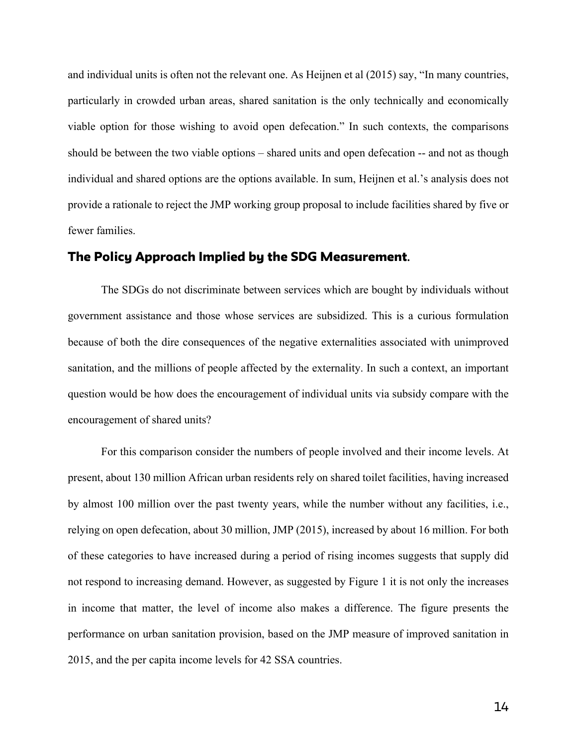and individual units is often not the relevant one. As Heijnen et al (2015) say, "In many countries, particularly in crowded urban areas, shared sanitation is the only technically and economically viable option for those wishing to avoid open defecation." In such contexts, the comparisons should be between the two viable options – shared units and open defecation -- and not as though individual and shared options are the options available. In sum, Heijnen et al.'s analysis does not provide a rationale to reject the JMP working group proposal to include facilities shared by five or fewer families.

## The Policy Approach Implied by the SDG Measurement.

The SDGs do not discriminate between services which are bought by individuals without government assistance and those whose services are subsidized. This is a curious formulation because of both the dire consequences of the negative externalities associated with unimproved sanitation, and the millions of people affected by the externality. In such a context, an important question would be how does the encouragement of individual units via subsidy compare with the encouragement of shared units?

For this comparison consider the numbers of people involved and their income levels. At present, about 130 million African urban residents rely on shared toilet facilities, having increased by almost 100 million over the past twenty years, while the number without any facilities, i.e., relying on open defecation, about 30 million, JMP (2015), increased by about 16 million. For both of these categories to have increased during a period of rising incomes suggests that supply did not respond to increasing demand. However, as suggested by Figure 1 it is not only the increases in income that matter, the level of income also makes a difference. The figure presents the performance on urban sanitation provision, based on the JMP measure of improved sanitation in 2015, and the per capita income levels for 42 SSA countries.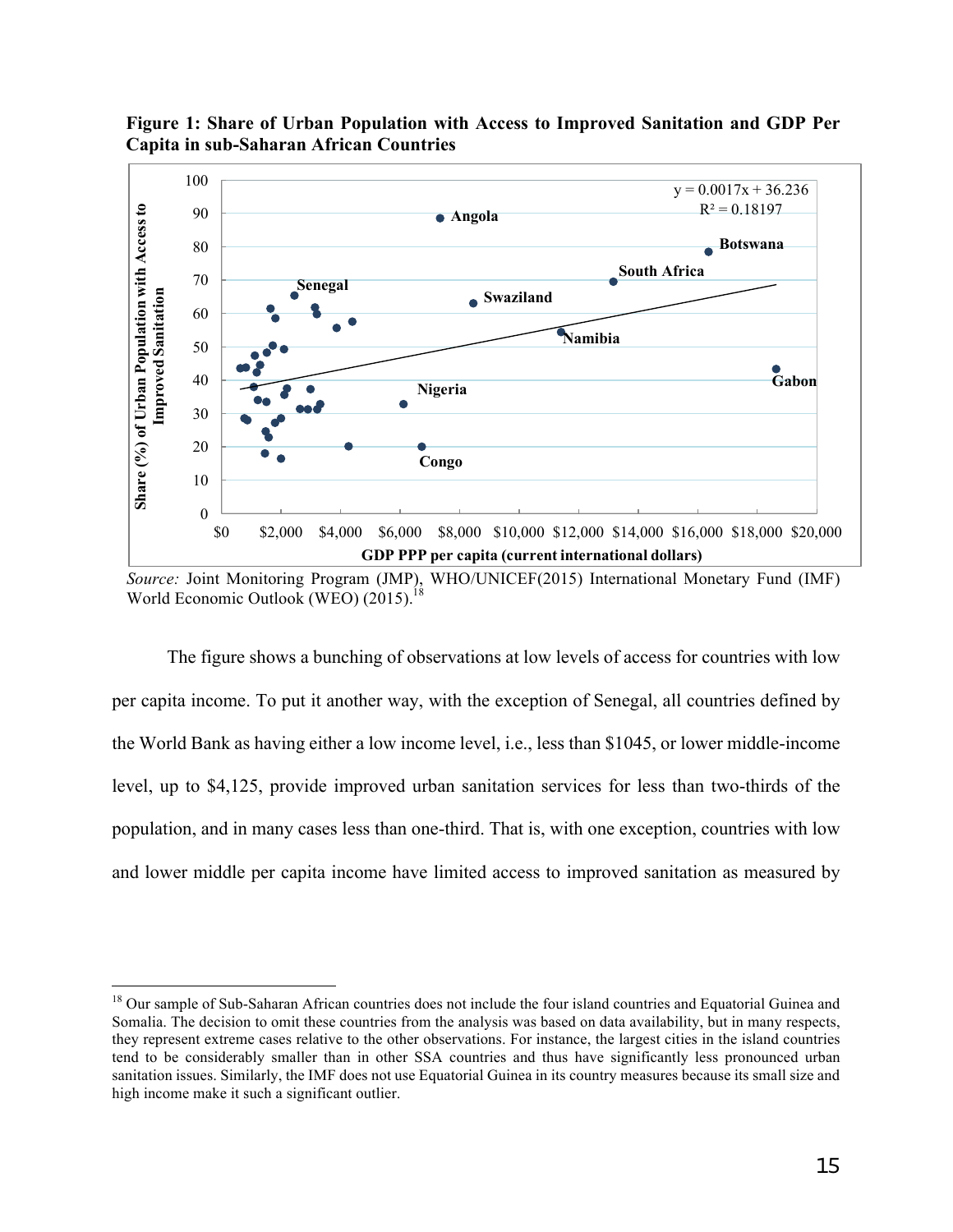**Figure 1: Share of Urban Population with Access to Improved Sanitation and GDP Per Capita in sub-Saharan African Countries**

*Source:* Joint Monitoring Program (JMP), WHO/UNICEF(2015) International Monetary Fund (IMF) World Economic Outlook (WEO) (2015).[18]

The figure shows a bunching of observations at low levels of access for countries with low per capita income. To put it another way, with the exception of Senegal, all countries defined by the World Bank as having either a low income level, i.e., less than $1045, or lower middle-income level, up to $4,125, provide improved urban sanitation services for less than two-thirds of the population, and in many cases less than one-third. That is, with one exception, countries with low and lower middle per capita income have limited access to improved sanitation as measured by

[18] Our sample of Sub-Saharan African countries does not include the four island countries and Equatorial Guinea and Somalia. The decision to omit these countries from the analysis was based on data availability, but in many respects, they represent extreme cases relative to the other observations. For instance, the largest cities in the island countries tend to be considerably smaller than in other SSA countries and thus have significantly less pronounced urban sanitation issues. Similarly, the IMF does not use Equatorial Guinea in its country measures because its small size and high income make it such a significant outlier.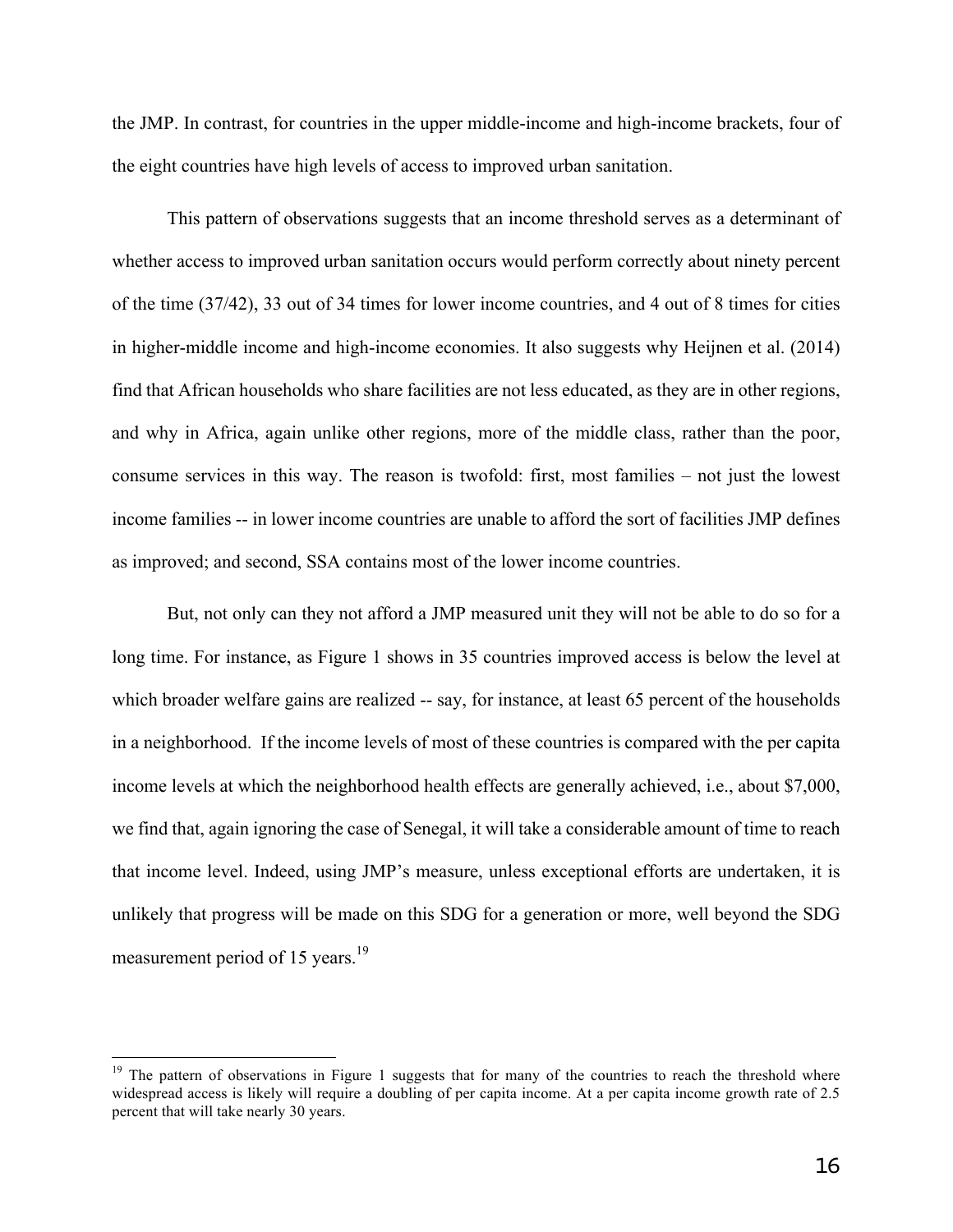the JMP. In contrast, for countries in the upper middle-income and high-income brackets, four of the eight countries have high levels of access to improved urban sanitation.

This pattern of observations suggests that an income threshold serves as a determinant of whether access to improved urban sanitation occurs would perform correctly about ninety percent of the time (37/42), 33 out of 34 times for lower income countries, and 4 out of 8 times for cities in higher-middle income and high-income economies. It also suggests why Heijnen et al. (2014) find that African households who share facilities are not less educated, as they are in other regions, and why in Africa, again unlike other regions, more of the middle class, rather than the poor, consume services in this way. The reason is twofold: first, most families – not just the lowest income families -- in lower income countries are unable to afford the sort of facilities JMP defines as improved; and second, SSA contains most of the lower income countries.

But, not only can they not afford a JMP measured unit they will not be able to do so for a long time. For instance, as Figure 1 shows in 35 countries improved access is below the level at which broader welfare gains are realized -- say, for instance, at least 65 percent of the households in a neighborhood. If the income levels of most of these countries is compared with the per capita income levels at which the neighborhood health effects are generally achieved, i.e., about $7,000, we find that, again ignoring the case of Senegal, it will take a considerable amount of time to reach that income level. Indeed, using JMP's measure, unless exceptional efforts are undertaken, it is unlikely that progress will be made on this SDG for a generation or more, well beyond the SDG measurement period of 15 years.[19]

[19] The pattern of observations in Figure 1 suggests that for many of the countries to reach the threshold where widespread access is likely will require a doubling of per capita income. At a per capita income growth rate of 2.5 percent that will take nearly 30 years.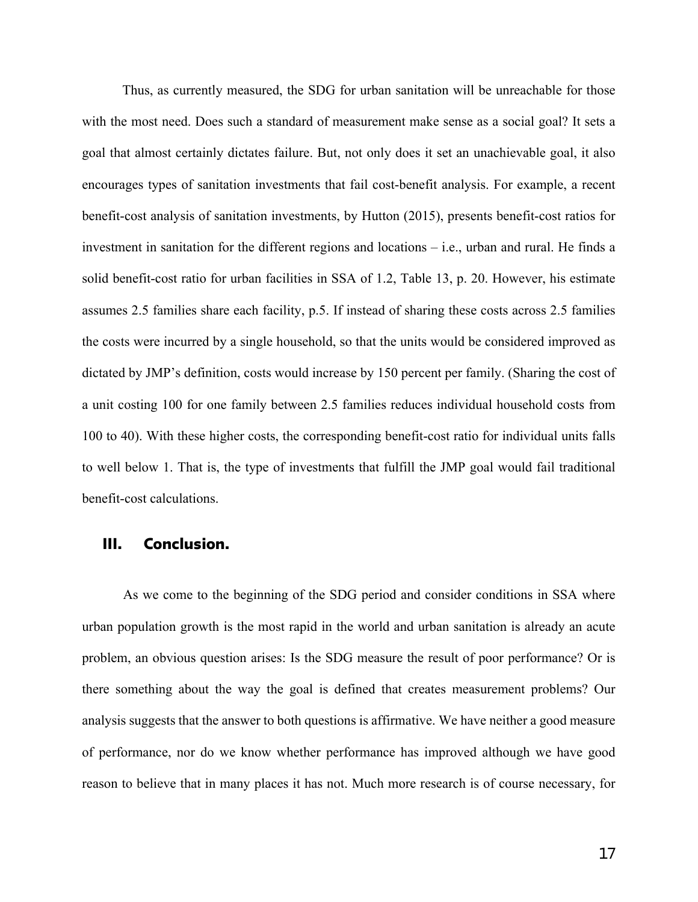Thus, as currently measured, the SDG for urban sanitation will be unreachable for those with the most need. Does such a standard of measurement make sense as a social goal? It sets a goal that almost certainly dictates failure. But, not only does it set an unachievable goal, it also encourages types of sanitation investments that fail cost-benefit analysis. For example, a recent benefit-cost analysis of sanitation investments, by Hutton (2015), presents benefit-cost ratios for investment in sanitation for the different regions and locations – i.e., urban and rural. He finds a solid benefit-cost ratio for urban facilities in SSA of 1.2, Table 13, p. 20. However, his estimate assumes 2.5 families share each facility, p.5. If instead of sharing these costs across 2.5 families the costs were incurred by a single household, so that the units would be considered improved as dictated by JMP's definition, costs would increase by 150 percent per family. (Sharing the cost of a unit costing 100 for one family between 2.5 families reduces individual household costs from 100 to 40). With these higher costs, the corresponding benefit-cost ratio for individual units falls to well below 1. That is, the type of investments that fulfill the JMP goal would fail traditional benefit-cost calculations.

## III. Conclusion.

As we come to the beginning of the SDG period and consider conditions in SSA where urban population growth is the most rapid in the world and urban sanitation is already an acute problem, an obvious question arises: Is the SDG measure the result of poor performance? Or is there something about the way the goal is defined that creates measurement problems? Our analysis suggests that the answer to both questions is affirmative. We have neither a good measure of performance, nor do we know whether performance has improved although we have good reason to believe that in many places it has not. Much more research is of course necessary, for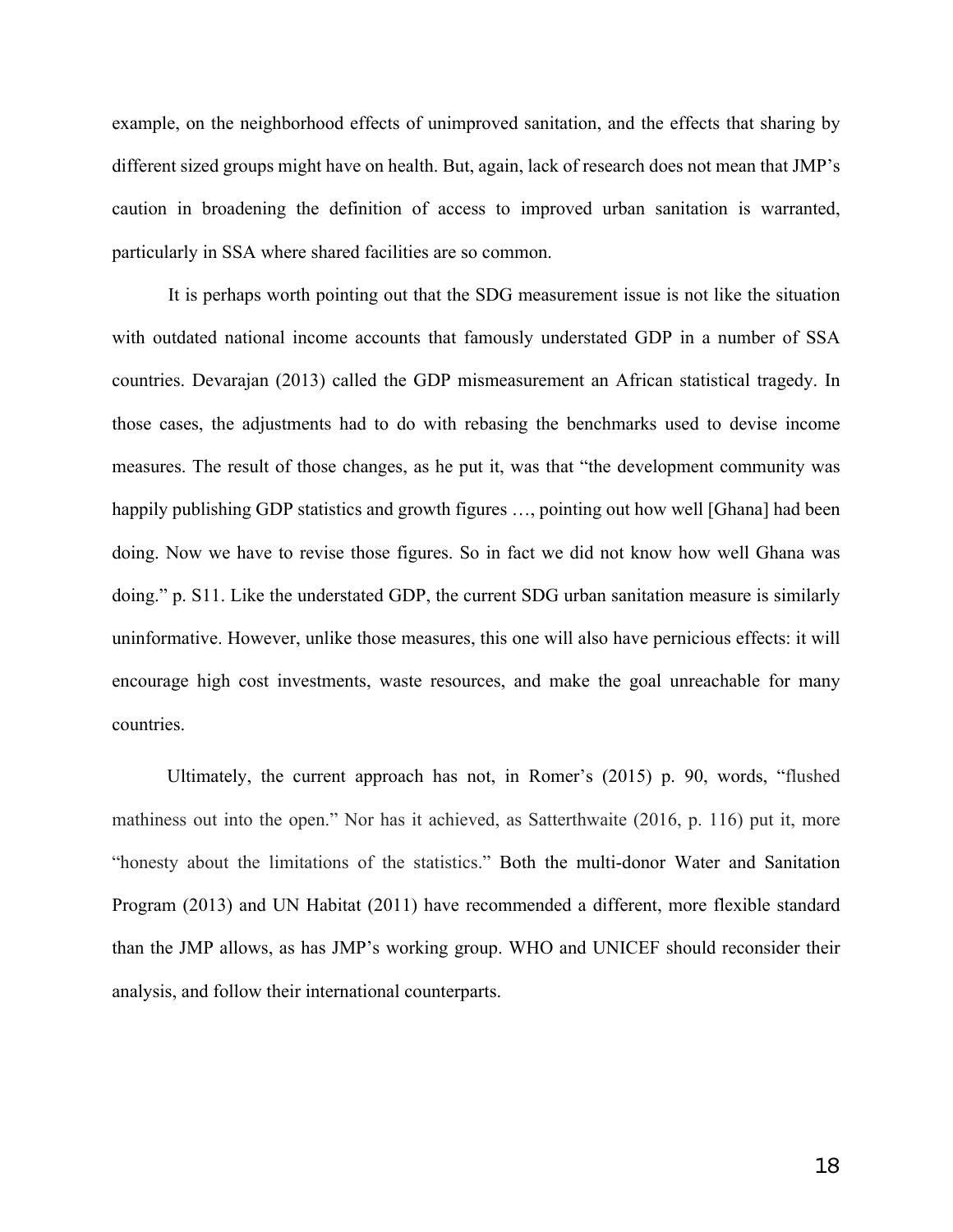example, on the neighborhood effects of unimproved sanitation, and the effects that sharing by different sized groups might have on health. But, again, lack of research does not mean that JMP's caution in broadening the definition of access to improved urban sanitation is warranted, particularly in SSA where shared facilities are so common.

It is perhaps worth pointing out that the SDG measurement issue is not like the situation with outdated national income accounts that famously understated GDP in a number of SSA countries. Devarajan (2013) called the GDP mismeasurement an African statistical tragedy. In those cases, the adjustments had to do with rebasing the benchmarks used to devise income measures. The result of those changes, as he put it, was that "the development community was happily publishing GDP statistics and growth figures …, pointing out how well [Ghana] had been doing. Now we have to revise those figures. So in fact we did not know how well Ghana was doing." p. S11. Like the understated GDP, the current SDG urban sanitation measure is similarly uninformative. However, unlike those measures, this one will also have pernicious effects: it will encourage high cost investments, waste resources, and make the goal unreachable for many countries.

Ultimately, the current approach has not, in Romer's (2015) p. 90, words, "flushed mathiness out into the open." Nor has it achieved, as Satterthwaite (2016, p. 116) put it, more "honesty about the limitations of the statistics." Both the multi-donor Water and Sanitation Program (2013) and UN Habitat (2011) have recommended a different, more flexible standard than the JMP allows, as has JMP's working group. WHO and UNICEF should reconsider their analysis, and follow their international counterparts.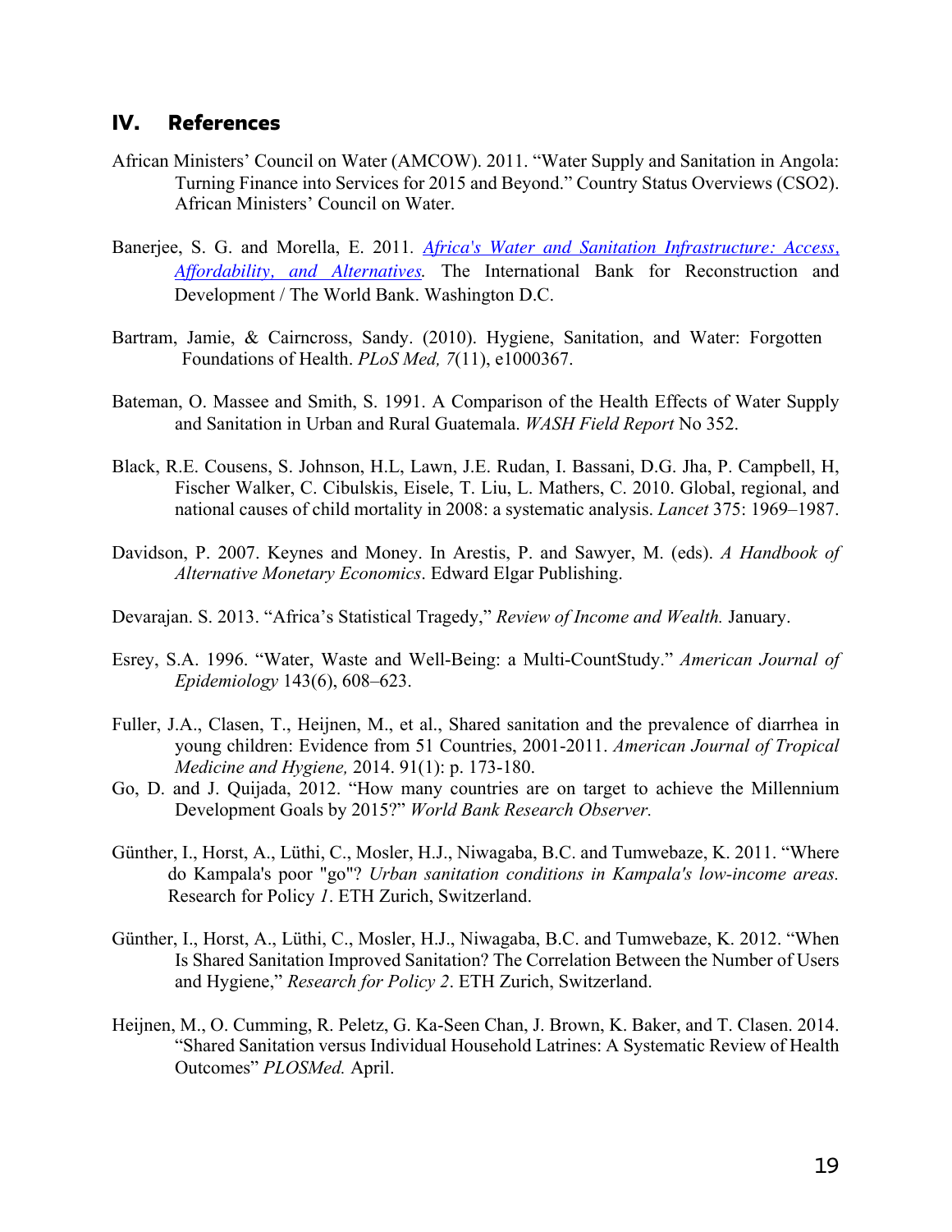## IV. References

African Ministers' Council on Water (AMCOW). 2011. "Water Supply and Sanitation in Angola: Turning Finance into Services for 2015 and Beyond." Country Status Overviews (CSO2). African Ministers' Council on Water.

Banerjee, S. G. and Morella, E. 2011. *Africa's Water and Sanitation Infrastructure: Access, Affordability, and Alternatives.* The International Bank for Reconstruction and Development / The World Bank. Washington D.C.

Bartram, Jamie, & Cairncross, Sandy. (2010). Hygiene, Sanitation, and Water: Forgotten Foundations of Health. *PLoS Med, 7*(11), e1000367.

Bateman, O. Massee and Smith, S. 1991. A Comparison of the Health Effects of Water Supply and Sanitation in Urban and Rural Guatemala. *WASH Field Report* No 352.

Black, R.E. Cousens, S. Johnson, H.L, Lawn, J.E. Rudan, I. Bassani, D.G. Jha, P. Campbell, H, Fischer Walker, C. Cibulskis, Eisele, T. Liu, L. Mathers, C. 2010. Global, regional, and national causes of child mortality in 2008: a systematic analysis. *Lancet* 375: 1969–1987.

Davidson, P. 2007. Keynes and Money. In Arestis, P. and Sawyer, M. (eds). *A Handbook of Alternative Monetary Economics*. Edward Elgar Publishing.

Devarajan. S. 2013. "Africa's Statistical Tragedy," *Review of Income and Wealth.* January.

Esrey, S.A. 1996. "Water, Waste and Well-Being: a Multi-CountStudy." *American Journal of Epidemiology* 143(6), 608–623.

Fuller, J.A., Clasen, T., Heijnen, M., et al., Shared sanitation and the prevalence of diarrhea in young children: Evidence from 51 Countries, 2001-2011. *American Journal of Tropical Medicine and Hygiene,* 2014. 91(1): p. 173-180.

Go, D. and J. Quijada, 2012. "How many countries are on target to achieve the Millennium Development Goals by 2015?" *World Bank Research Observer.*

Günther, I., Horst, A., Lüthi, C., Mosler, H.J., Niwagaba, B.C. and Tumwebaze, K. 2011. "Where do Kampala's poor "go"? *Urban sanitation conditions in Kampala's low-income areas.* Research for Policy *1*. ETH Zurich, Switzerland.

Günther, I., Horst, A., Lüthi, C., Mosler, H.J., Niwagaba, B.C. and Tumwebaze, K. 2012. "When Is Shared Sanitation Improved Sanitation? The Correlation Between the Number of Users and Hygiene," *Research for Policy 2*. ETH Zurich, Switzerland.

Heijnen, M., O. Cumming, R. Peletz, G. Ka-Seen Chan, J. Brown, K. Baker, and T. Clasen. 2014. "Shared Sanitation versus Individual Household Latrines: A Systematic Review of Health Outcomes" *PLOSMed.* April.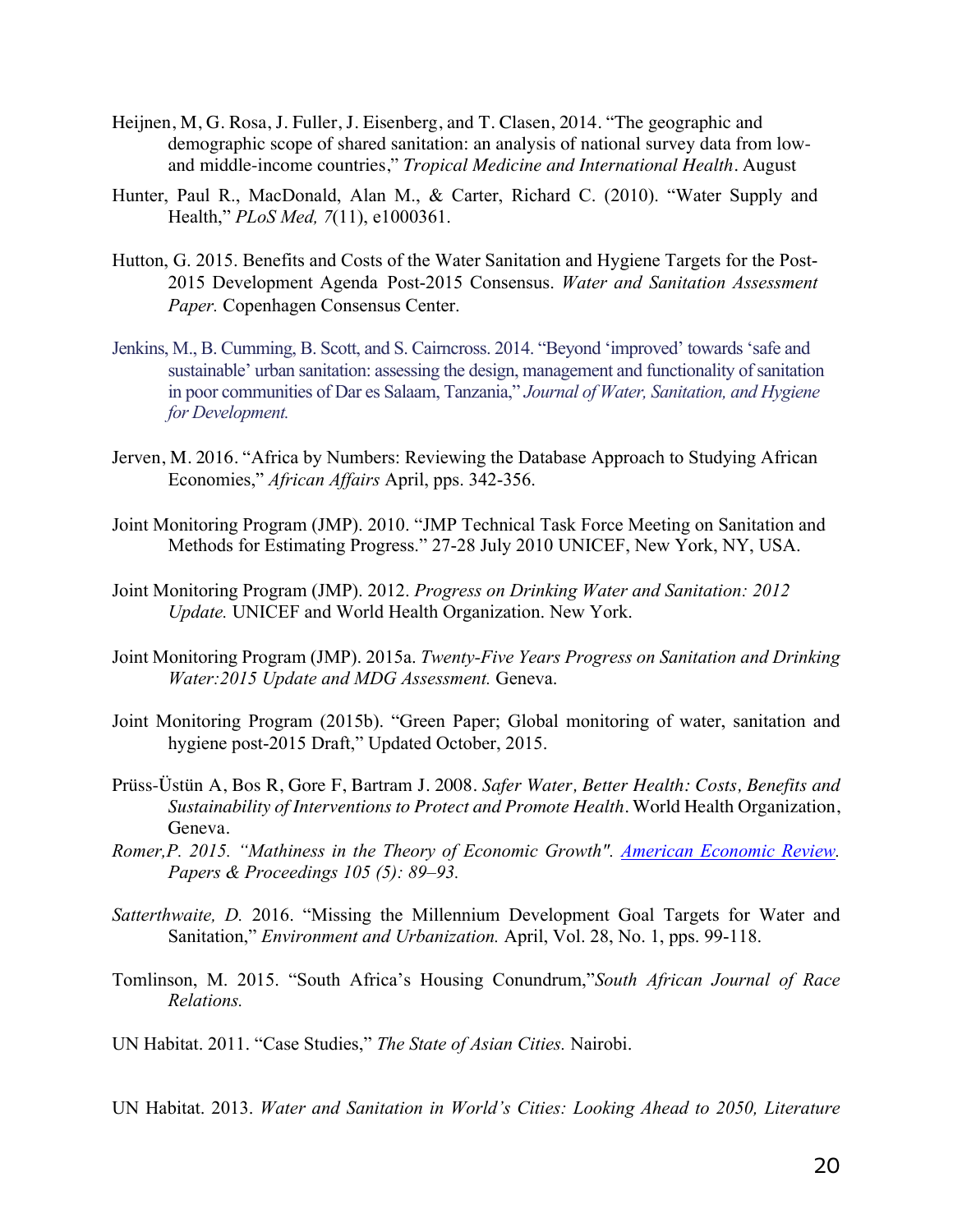Heijnen, M, G. Rosa, J. Fuller, J. Eisenberg, and T. Clasen, 2014. "The geographic and demographic scope of shared sanitation: an analysis of national survey data from low- and middle-income countries," *Tropical Medicine and International Health*. August

Hunter, Paul R., MacDonald, Alan M., & Carter, Richard C. (2010). "Water Supply and Health," *PLoS Med, 7*(11), e1000361.

Hutton, G. 2015. Benefits and Costs of the Water Sanitation and Hygiene Targets for the Post-2015 Development Agenda Post-2015 Consensus. *Water and Sanitation Assessment Paper.* Copenhagen Consensus Center.

Jenkins, M., B. Cumming, B. Scott, and S. Cairncross. 2014. "Beyond 'improved' towards 'safe and sustainable' urban sanitation: assessing the design, management and functionality of sanitation in poor communities of Dar es Salaam, Tanzania," *Journal of Water, Sanitation, and Hygiene for Development.*

Jerven, M. 2016. "Africa by Numbers: Reviewing the Database Approach to Studying African Economies," *African Affairs* April, pps. 342-356.

Joint Monitoring Program (JMP). 2010. "JMP Technical Task Force Meeting on Sanitation and Methods for Estimating Progress." 27-28 July 2010 UNICEF, New York, NY, USA.

Joint Monitoring Program (JMP). 2012. *Progress on Drinking Water and Sanitation: 2012 Update.* UNICEF and World Health Organization. New York.

Joint Monitoring Program (JMP). 2015a. *Twenty-Five Years Progress on Sanitation and Drinking Water:2015 Update and MDG Assessment.* Geneva.

Joint Monitoring Program (2015b). "Green Paper; Global monitoring of water, sanitation and hygiene post-2015 Draft," Updated October, 2015.

Prüss-Üstün A, Bos R, Gore F, Bartram J. 2008. *Safer Water, Better Health: Costs, Benefits and Sustainability of Interventions to Protect and Promote Health*. World Health Organization, Geneva.

*Romer,P. 2015. "Mathiness in the Theory of Economic Growth". American Economic Review. Papers & Proceedings 105 (5): 89–93.*

*Satterthwaite, D.* 2016. "Missing the Millennium Development Goal Targets for Water and Sanitation," *Environment and Urbanization.* April, Vol. 28, No. 1, pps. 99-118.

Tomlinson, M. 2015. "South Africa's Housing Conundrum,"*South African Journal of Race Relations.*

UN Habitat. 2011. "Case Studies," *The State of Asian Cities.* Nairobi.

UN Habitat. 2013. *Water and Sanitation in World's Cities: Looking Ahead to 2050, Literature*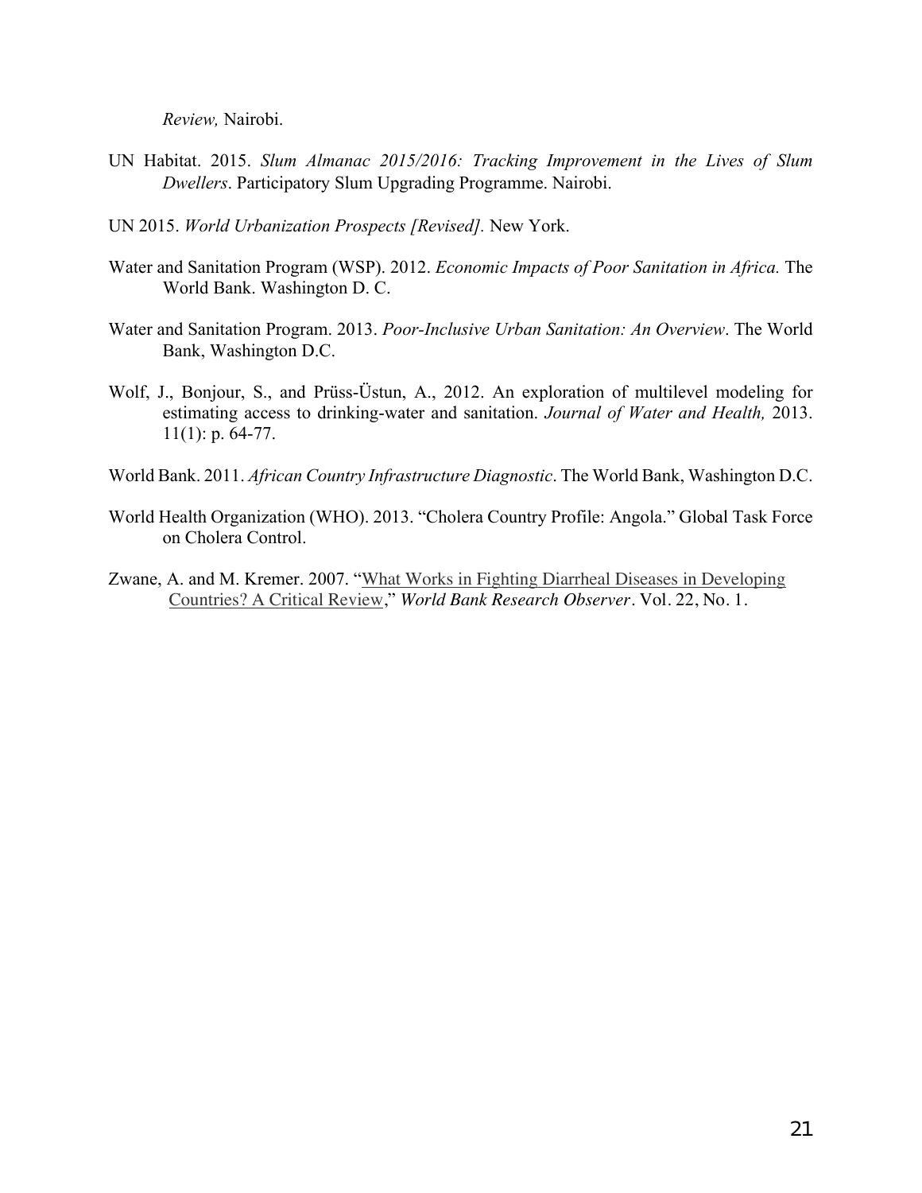*Review,* Nairobi.

UN Habitat. 2015. *Slum Almanac 2015/2016: Tracking Improvement in the Lives of Slum Dwellers*. Participatory Slum Upgrading Programme. Nairobi.

UN 2015. *World Urbanization Prospects [Revised].* New York.

Water and Sanitation Program (WSP). 2012. *Economic Impacts of Poor Sanitation in Africa.* The World Bank. Washington D. C.

Water and Sanitation Program. 2013. *Poor-Inclusive Urban Sanitation: An Overview*. The World Bank, Washington D.C.

Wolf, J., Bonjour, S., and Prüss-Üstun, A., 2012. An exploration of multilevel modeling for estimating access to drinking-water and sanitation. *Journal of Water and Health,* 2013. 11(1): p. 64-77.

World Bank. 2011. *African Country Infrastructure Diagnostic*. The World Bank, Washington D.C.

World Health Organization (WHO). 2013. "Cholera Country Profile: Angola." Global Task Force on Cholera Control.

Zwane, A. and M. Kremer. 2007. "What Works in Fighting Diarrheal Diseases in Developing Countries? A Critical Review," *World Bank Research Observer*. Vol. 22, No. 1.